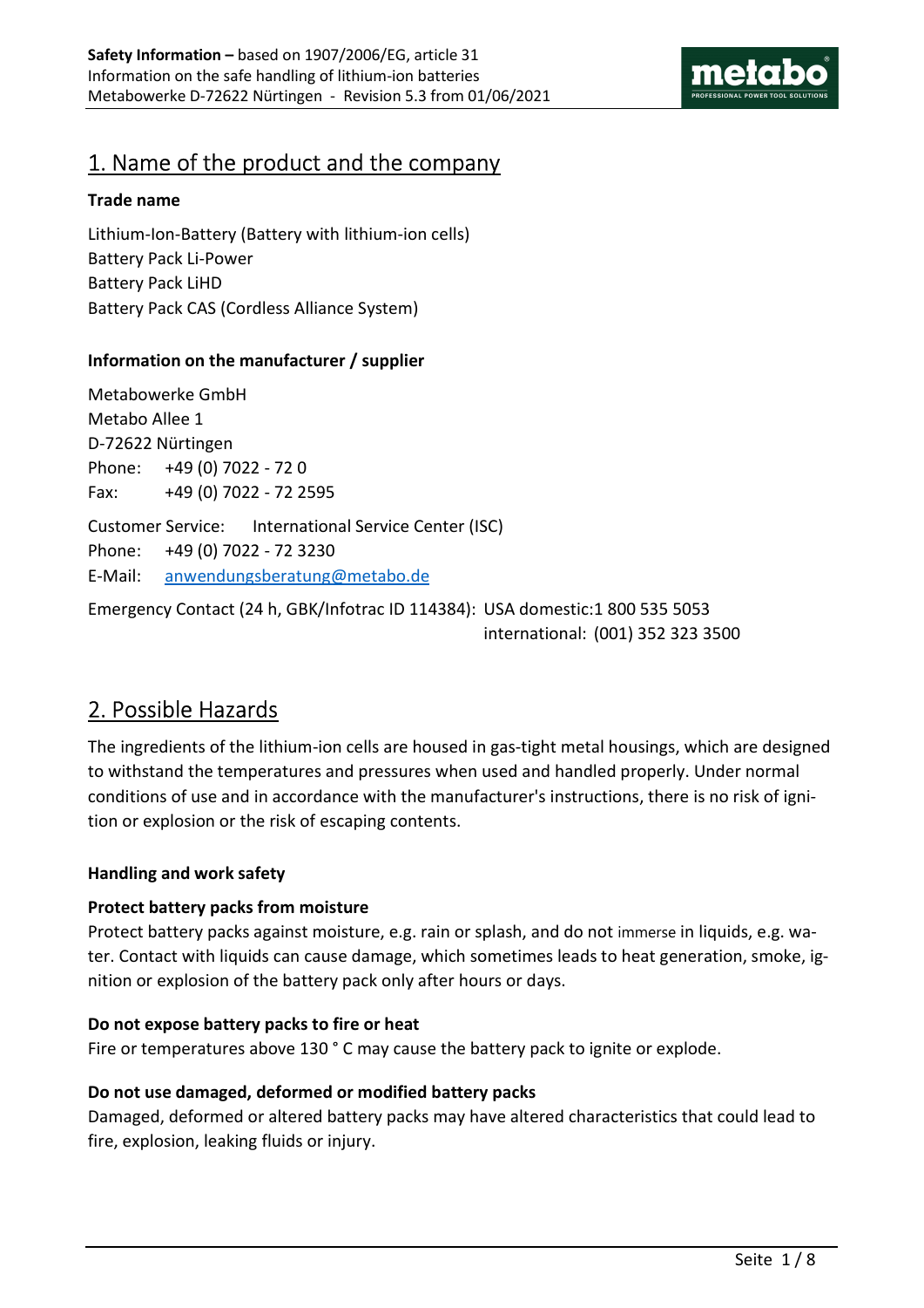# 1. Name of the product and the company

**Trade name**

Lithium-Ion-Battery (Battery with lithium-ion cells)
Battery Pack Li-Power
Battery Pack LiHD
Battery Pack CAS (Cordless Alliance System)

**Information on the manufacturer / supplier**

Metabowerke GmbH
Metabo Allee 1
D-72622 Nürtingen
Phone: +49 (0) 7022 - 72 0
Fax: +49 (0) 7022 - 72 2595

Customer Service: International Service Center (ISC)
Phone: +49 (0) 7022 - 72 3230
E-Mail: anwendungsberatung@metabo.de

Emergency Contact (24 h, GBK/Infotrac ID 114384): USA domestic:1 800 535 5053
international: (001) 352 323 3500

# 2. Possible Hazards

The ingredients of the lithium-ion cells are housed in gas-tight metal housings, which are designed to withstand the temperatures and pressures when used and handled properly. Under normal conditions of use and in accordance with the manufacturer's instructions, there is no risk of ignition or explosion or the risk of escaping contents.

**Handling and work safety**

**Protect battery packs from moisture**
Protect battery packs against moisture, e.g. rain or splash, and do not immerse in liquids, e.g. water. Contact with liquids can cause damage, which sometimes leads to heat generation, smoke, ignition or explosion of the battery pack only after hours or days.

**Do not expose battery packs to fire or heat**
Fire or temperatures above 130 ° C may cause the battery pack to ignite or explode.

**Do not use damaged, deformed or modified battery packs**
Damaged, deformed or altered battery packs may have altered characteristics that could lead to fire, explosion, leaking fluids or injury.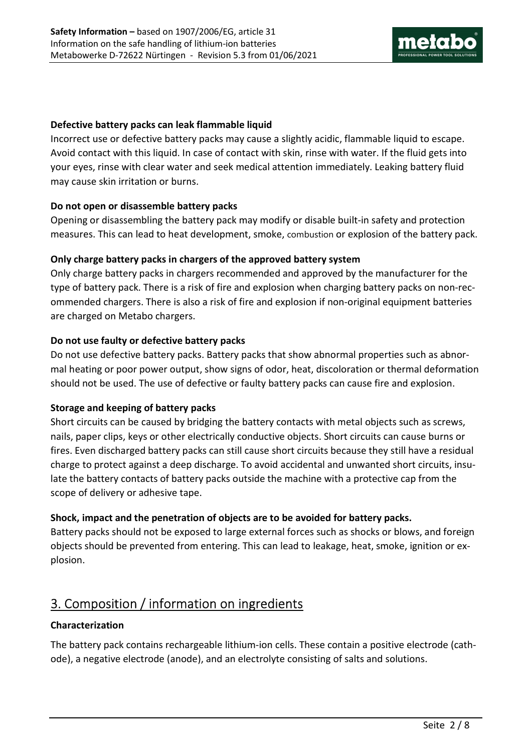**Defective battery packs can leak flammable liquid**

Incorrect use or defective battery packs may cause a slightly acidic, flammable liquid to escape. Avoid contact with this liquid. In case of contact with skin, rinse with water. If the fluid gets into your eyes, rinse with clear water and seek medical attention immediately. Leaking battery fluid may cause skin irritation or burns.

**Do not open or disassemble battery packs**

Opening or disassembling the battery pack may modify or disable built-in safety and protection measures. This can lead to heat development, smoke, combustion or explosion of the battery pack.

**Only charge battery packs in chargers of the approved battery system**

Only charge battery packs in chargers recommended and approved by the manufacturer for the type of battery pack. There is a risk of fire and explosion when charging battery packs on non-recommended chargers. There is also a risk of fire and explosion if non-original equipment batteries are charged on Metabo chargers.

**Do not use faulty or defective battery packs**

Do not use defective battery packs. Battery packs that show abnormal properties such as abnormal heating or poor power output, show signs of odor, heat, discoloration or thermal deformation should not be used. The use of defective or faulty battery packs can cause fire and explosion.

**Storage and keeping of battery packs**

Short circuits can be caused by bridging the battery contacts with metal objects such as screws, nails, paper clips, keys or other electrically conductive objects. Short circuits can cause burns or fires. Even discharged battery packs can still cause short circuits because they still have a residual charge to protect against a deep discharge. To avoid accidental and unwanted short circuits, insulate the battery contacts of battery packs outside the machine with a protective cap from the scope of delivery or adhesive tape.

**Shock, impact and the penetration of objects are to be avoided for battery packs.**

Battery packs should not be exposed to large external forces such as shocks or blows, and foreign objects should be prevented from entering. This can lead to leakage, heat, smoke, ignition or explosion.

## 3. Composition / information on ingredients

**Characterization**

The battery pack contains rechargeable lithium-ion cells. These contain a positive electrode (cathode), a negative electrode (anode), and an electrolyte consisting of salts and solutions.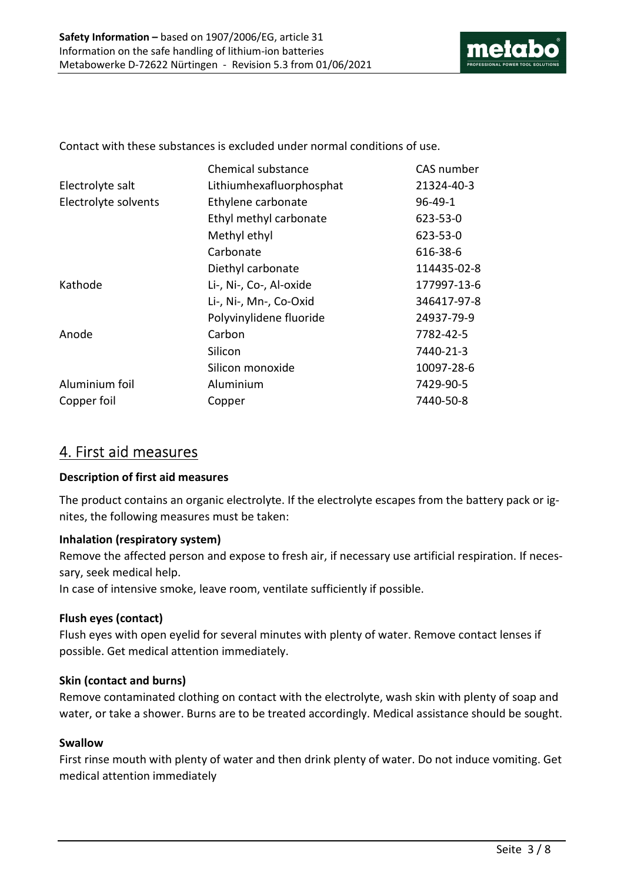Contact with these substances is excluded under normal conditions of use.

| | Chemical substance | CAS number |
|---|---|---|
| Electrolyte salt | Lithiumhexafluorphosphat | 21324-40-3 |
| Electrolyte solvents | Ethylene carbonate | 96-49-1 |
| | Ethyl methyl carbonate | 623-53-0 |
| | Methyl ethyl | 623-53-0 |
| | Carbonate | 616-38-6 |
| | Diethyl carbonate | 114435-02-8 |
| Kathode | Li-, Ni-, Co-, Al-oxide | 177997-13-6 |
| | Li-, Ni-, Mn-, Co-Oxid | 346417-97-8 |
| | Polyvinylidene fluoride | 24937-79-9 |
| Anode | Carbon | 7782-42-5 |
| | Silicon | 7440-21-3 |
| | Silicon monoxide | 10097-28-6 |
| Aluminium foil | Aluminium | 7429-90-5 |
| Copper foil | Copper | 7440-50-8 |

## 4. First aid measures

**Description of first aid measures**

The product contains an organic electrolyte. If the electrolyte escapes from the battery pack or ignites, the following measures must be taken:

**Inhalation (respiratory system)**

Remove the affected person and expose to fresh air, if necessary use artificial respiration. If necessary, seek medical help.

In case of intensive smoke, leave room, ventilate sufficiently if possible.

**Flush eyes (contact)**

Flush eyes with open eyelid for several minutes with plenty of water. Remove contact lenses if possible. Get medical attention immediately.

**Skin (contact and burns)**

Remove contaminated clothing on contact with the electrolyte, wash skin with plenty of soap and water, or take a shower. Burns are to be treated accordingly. Medical assistance should be sought.

**Swallow**

First rinse mouth with plenty of water and then drink plenty of water. Do not induce vomiting. Get medical attention immediately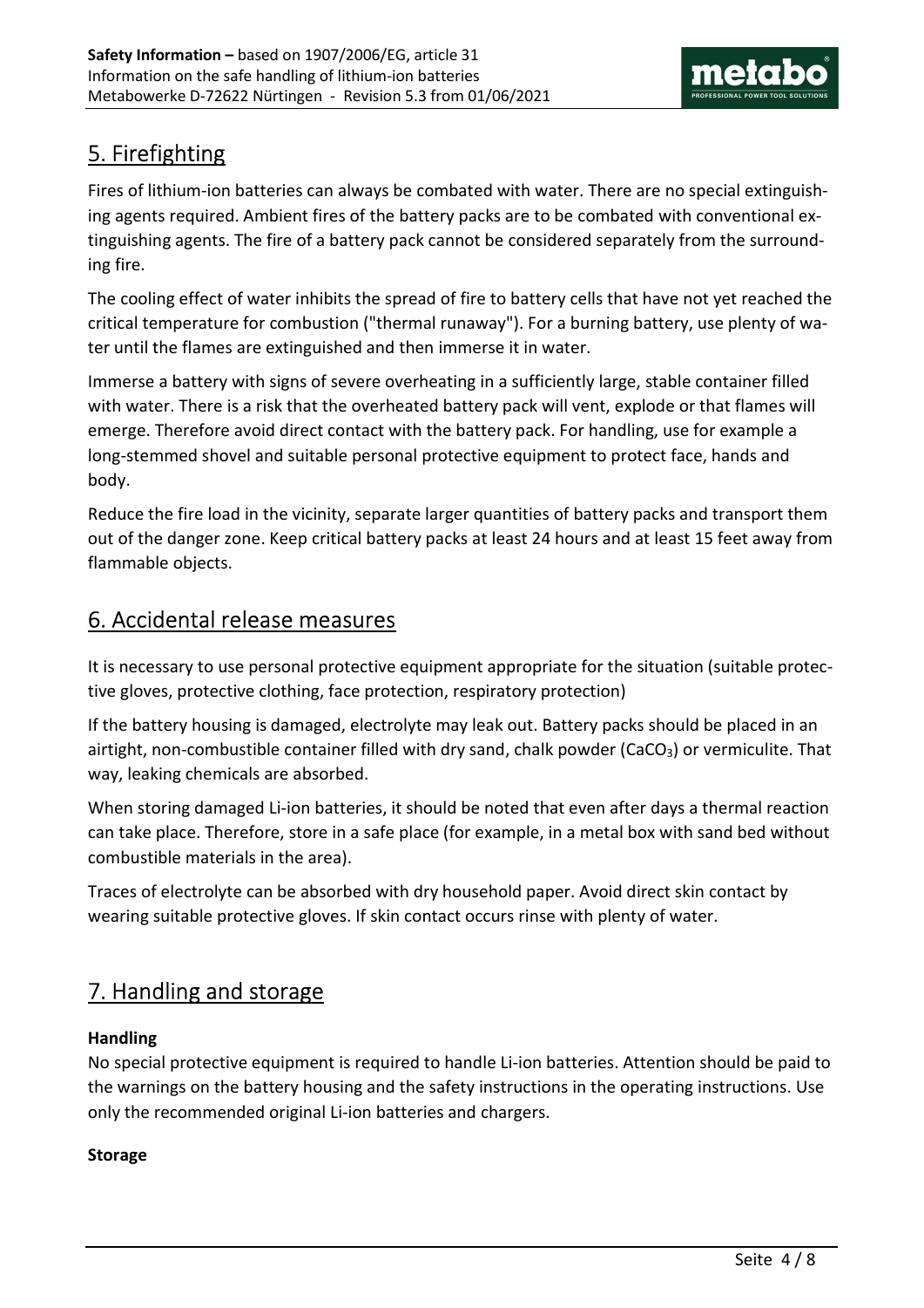## 5. Firefighting

Fires of lithium-ion batteries can always be combated with water. There are no special extinguishing agents required. Ambient fires of the battery packs are to be combated with conventional extinguishing agents. The fire of a battery pack cannot be considered separately from the surrounding fire.

The cooling effect of water inhibits the spread of fire to battery cells that have not yet reached the critical temperature for combustion ("thermal runaway"). For a burning battery, use plenty of water until the flames are extinguished and then immerse it in water.

Immerse a battery with signs of severe overheating in a sufficiently large, stable container filled with water. There is a risk that the overheated battery pack will vent, explode or that flames will emerge. Therefore avoid direct contact with the battery pack. For handling, use for example a long-stemmed shovel and suitable personal protective equipment to protect face, hands and body.

Reduce the fire load in the vicinity, separate larger quantities of battery packs and transport them out of the danger zone. Keep critical battery packs at least 24 hours and at least 15 feet away from flammable objects.

## 6. Accidental release measures

It is necessary to use personal protective equipment appropriate for the situation (suitable protective gloves, protective clothing, face protection, respiratory protection)

If the battery housing is damaged, electrolyte may leak out. Battery packs should be placed in an airtight, non-combustible container filled with dry sand, chalk powder ($CaCO_3$) or vermiculite. That way, leaking chemicals are absorbed.

When storing damaged Li-ion batteries, it should be noted that even after days a thermal reaction can take place. Therefore, store in a safe place (for example, in a metal box with sand bed without combustible materials in the area).

Traces of electrolyte can be absorbed with dry household paper. Avoid direct skin contact by wearing suitable protective gloves. If skin contact occurs rinse with plenty of water.

## 7. Handling and storage

**Handling**

No special protective equipment is required to handle Li-ion batteries. Attention should be paid to the warnings on the battery housing and the safety instructions in the operating instructions. Use only the recommended original Li-ion batteries and chargers.

**Storage**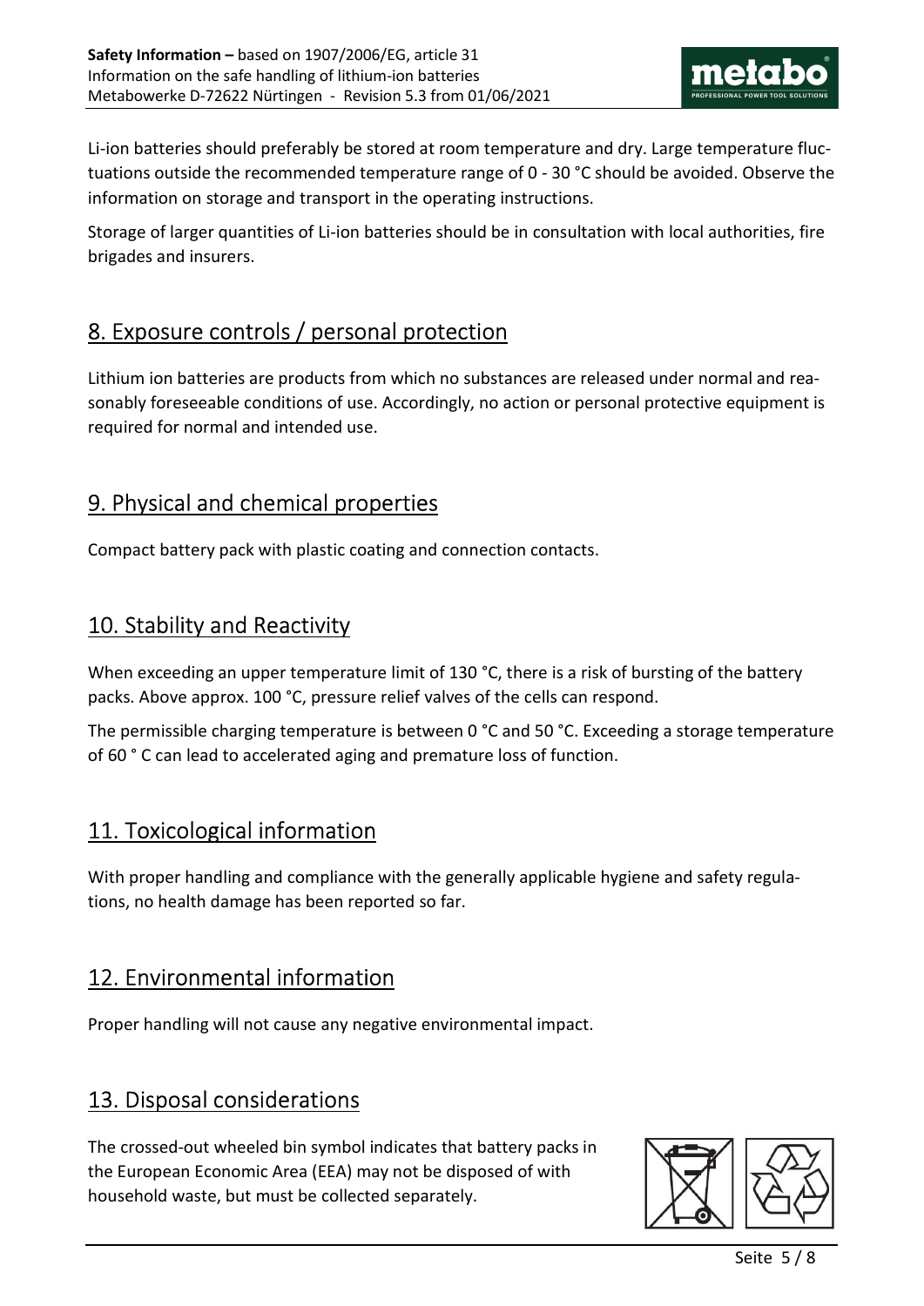Li-ion batteries should preferably be stored at room temperature and dry. Large temperature fluctuations outside the recommended temperature range of 0 - 30 °C should be avoided. Observe the information on storage and transport in the operating instructions.

Storage of larger quantities of Li-ion batteries should be in consultation with local authorities, fire brigades and insurers.

## 8. Exposure controls / personal protection

Lithium ion batteries are products from which no substances are released under normal and reasonably foreseeable conditions of use. Accordingly, no action or personal protective equipment is required for normal and intended use.

## 9. Physical and chemical properties

Compact battery pack with plastic coating and connection contacts.

## 10. Stability and Reactivity

When exceeding an upper temperature limit of 130 °C, there is a risk of bursting of the battery packs. Above approx. 100 °C, pressure relief valves of the cells can respond.

The permissible charging temperature is between 0 °C and 50 °C. Exceeding a storage temperature of 60 ° C can lead to accelerated aging and premature loss of function.

## 11. Toxicological information

With proper handling and compliance with the generally applicable hygiene and safety regulations, no health damage has been reported so far.

## 12. Environmental information

Proper handling will not cause any negative environmental impact.

## 13. Disposal considerations

The crossed-out wheeled bin symbol indicates that battery packs in the European Economic Area (EEA) may not be disposed of with household waste, but must be collected separately.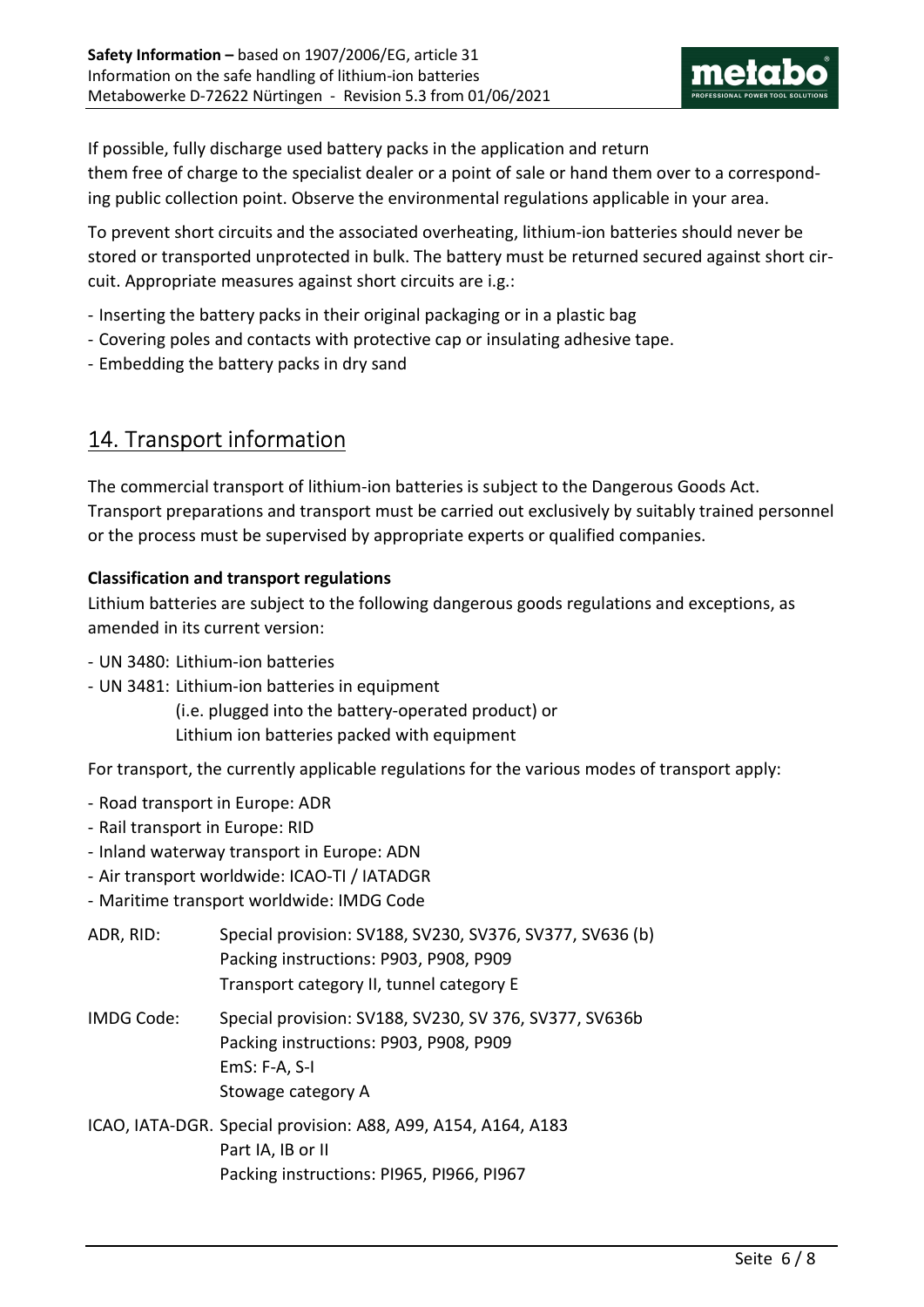If possible, fully discharge used battery packs in the application and return them free of charge to the specialist dealer or a point of sale or hand them over to a corresponding public collection point. Observe the environmental regulations applicable in your area.

To prevent short circuits and the associated overheating, lithium-ion batteries should never be stored or transported unprotected in bulk. The battery must be returned secured against short circuit. Appropriate measures against short circuits are i.g.:

- Inserting the battery packs in their original packaging or in a plastic bag
- Covering poles and contacts with protective cap or insulating adhesive tape.
- Embedding the battery packs in dry sand

## 14. Transport information

The commercial transport of lithium-ion batteries is subject to the Dangerous Goods Act. Transport preparations and transport must be carried out exclusively by suitably trained personnel or the process must be supervised by appropriate experts or qualified companies.

**Classification and transport regulations**

Lithium batteries are subject to the following dangerous goods regulations and exceptions, as amended in its current version:

- UN 3480: Lithium-ion batteries
- UN 3481: Lithium-ion batteries in equipment
  (i.e. plugged into the battery-operated product) or
  Lithium ion batteries packed with equipment

For transport, the currently applicable regulations for the various modes of transport apply:

- Road transport in Europe: ADR
- Rail transport in Europe: RID
- Inland waterway transport in Europe: ADN
- Air transport worldwide: ICAO-TI / IATADGR
- Maritime transport worldwide: IMDG Code

ADR, RID: Special provision: SV188, SV230, SV376, SV377, SV636 (b)
Packing instructions: P903, P908, P909
Transport category II, tunnel category E

IMDG Code: Special provision: SV188, SV230, SV 376, SV377, SV636b
Packing instructions: P903, P908, P909
EmS: F-A, S-I
Stowage category A

ICAO, IATA-DGR. Special provision: A88, A99, A154, A164, A183
Part IA, IB or II
Packing instructions: PI965, PI966, PI967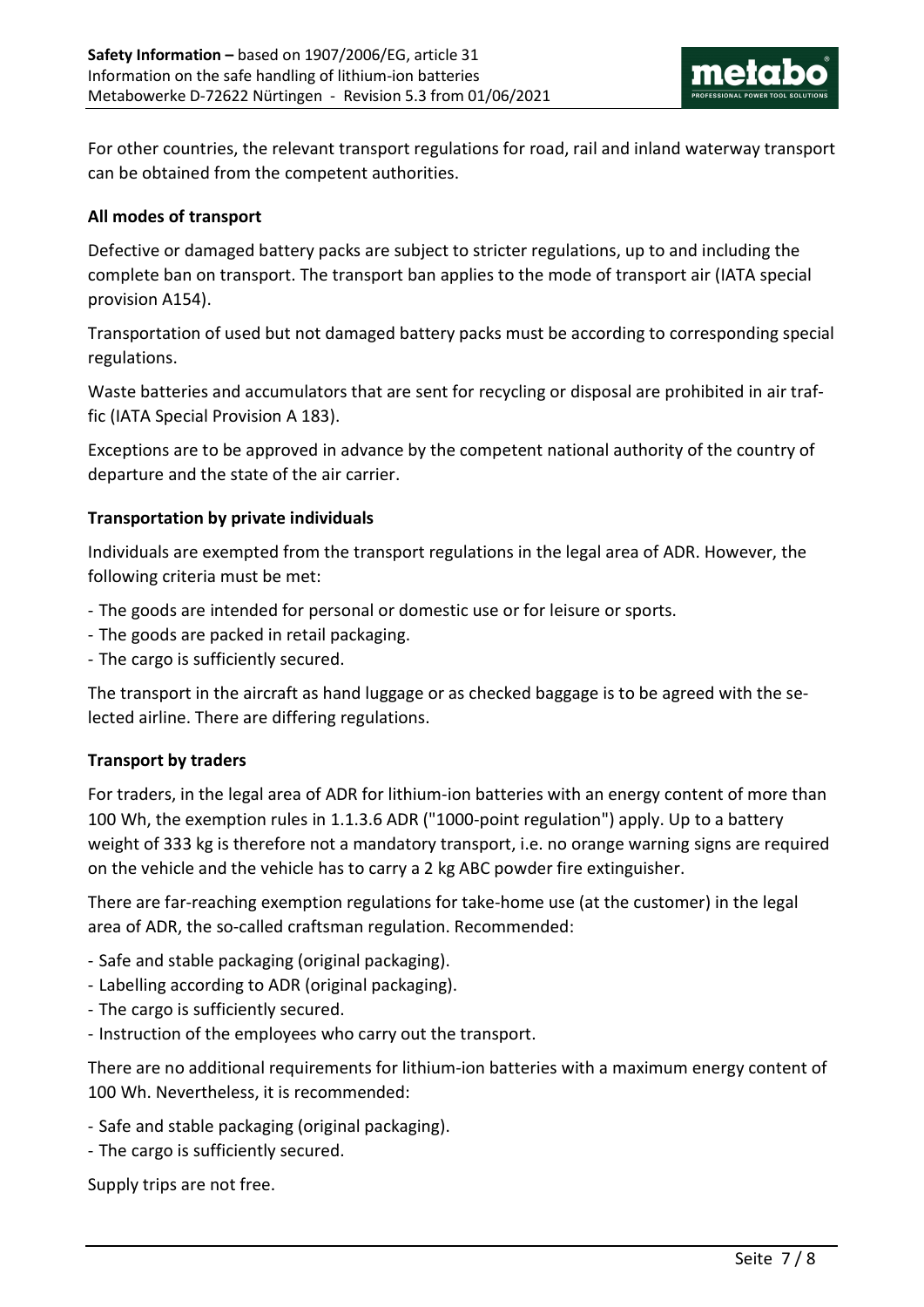For other countries, the relevant transport regulations for road, rail and inland waterway transport can be obtained from the competent authorities.

**All modes of transport**

Defective or damaged battery packs are subject to stricter regulations, up to and including the complete ban on transport. The transport ban applies to the mode of transport air (IATA special provision A154).

Transportation of used but not damaged battery packs must be according to corresponding special regulations.

Waste batteries and accumulators that are sent for recycling or disposal are prohibited in air traffic (IATA Special Provision A 183).

Exceptions are to be approved in advance by the competent national authority of the country of departure and the state of the air carrier.

**Transportation by private individuals**

Individuals are exempted from the transport regulations in the legal area of ADR. However, the following criteria must be met:

- The goods are intended for personal or domestic use or for leisure or sports.
- The goods are packed in retail packaging.
- The cargo is sufficiently secured.

The transport in the aircraft as hand luggage or as checked baggage is to be agreed with the selected airline. There are differing regulations.

**Transport by traders**

For traders, in the legal area of ADR for lithium-ion batteries with an energy content of more than 100 Wh, the exemption rules in 1.1.3.6 ADR ("1000-point regulation") apply. Up to a battery weight of 333 kg is therefore not a mandatory transport, i.e. no orange warning signs are required on the vehicle and the vehicle has to carry a 2 kg ABC powder fire extinguisher.

There are far-reaching exemption regulations for take-home use (at the customer) in the legal area of ADR, the so-called craftsman regulation. Recommended:

- Safe and stable packaging (original packaging).
- Labelling according to ADR (original packaging).
- The cargo is sufficiently secured.
- Instruction of the employees who carry out the transport.

There are no additional requirements for lithium-ion batteries with a maximum energy content of 100 Wh. Nevertheless, it is recommended:

- Safe and stable packaging (original packaging).
- The cargo is sufficiently secured.

Supply trips are not free.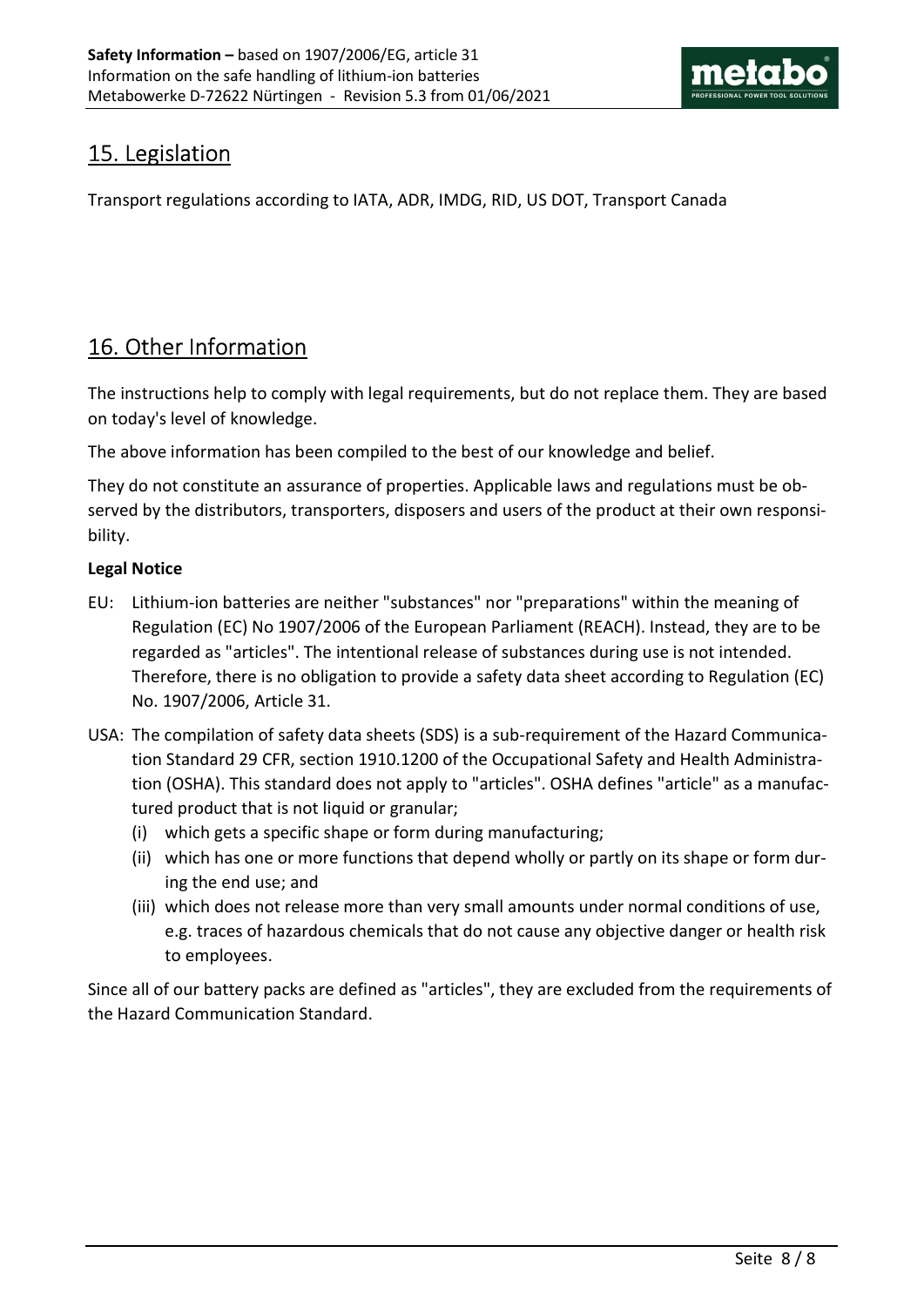## 15. Legislation

Transport regulations according to IATA, ADR, IMDG, RID, US DOT, Transport Canada

## 16. Other Information

The instructions help to comply with legal requirements, but do not replace them. They are based on today's level of knowledge.

The above information has been compiled to the best of our knowledge and belief.

They do not constitute an assurance of properties. Applicable laws and regulations must be observed by the distributors, transporters, disposers and users of the product at their own responsibility.

**Legal Notice**

EU: Lithium-ion batteries are neither "substances" nor "preparations" within the meaning of Regulation (EC) No 1907/2006 of the European Parliament (REACH). Instead, they are to be regarded as "articles". The intentional release of substances during use is not intended. Therefore, there is no obligation to provide a safety data sheet according to Regulation (EC) No. 1907/2006, Article 31.

USA: The compilation of safety data sheets (SDS) is a sub-requirement of the Hazard Communication Standard 29 CFR, section 1910.1200 of the Occupational Safety and Health Administration (OSHA). This standard does not apply to "articles". OSHA defines "article" as a manufactured product that is not liquid or granular;

- (i) which gets a specific shape or form during manufacturing;
- (ii) which has one or more functions that depend wholly or partly on its shape or form during the end use; and
- (iii) which does not release more than very small amounts under normal conditions of use, e.g. traces of hazardous chemicals that do not cause any objective danger or health risk to employees.

Since all of our battery packs are defined as "articles", they are excluded from the requirements of the Hazard Communication Standard.